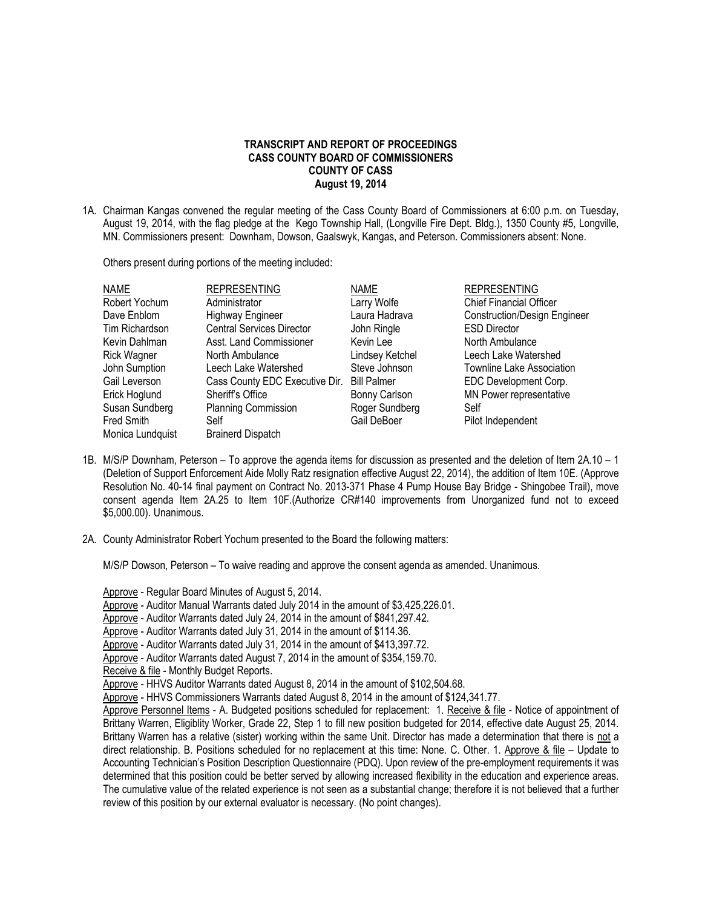**TRANSCRIPT AND REPORT OF PROCEEDINGS**
**CASS COUNTY BOARD OF COMMISSIONERS**
**COUNTY OF CASS**
**August 19, 2014**

1A. Chairman Kangas convened the regular meeting of the Cass County Board of Commissioners at 6:00 p.m. on Tuesday, August 19, 2014, with the flag pledge at the Kego Township Hall, (Longville Fire Dept. Bldg.), 1350 County #5, Longville, MN. Commissioners present: Downham, Dowson, Gaalswyk, Kangas, and Peterson. Commissioners absent: None.

Others present during portions of the meeting included:

| NAME | REPRESENTING | NAME | REPRESENTING |
|---|---|---|---|
| Robert Yochum | Administrator | Larry Wolfe | Chief Financial Officer |
| Dave Enblom | Highway Engineer | Laura Hadrava | Construction/Design Engineer |
| Tim Richardson | Central Services Director | John Ringle | ESD Director |
| Kevin Dahlman | Asst. Land Commissioner | Kevin Lee | North Ambulance |
| Rick Wagner | North Ambulance | Lindsey Ketchel | Leech Lake Watershed |
| John Sumption | Leech Lake Watershed | Steve Johnson | Townline Lake Association |
| Gail Leverson | Cass County EDC Executive Dir. | Bill Palmer | EDC Development Corp. |
| Erick Hoglund | Sheriff's Office | Bonny Carlson | MN Power representative |
| Susan Sundberg | Planning Commission | Roger Sundberg | Self |
| Fred Smith | Self | Gail DeBoer | Pilot Independent |
| Monica Lundquist | Brainerd Dispatch | | |

1B. M/S/P Downham, Peterson – To approve the agenda items for discussion as presented and the deletion of Item 2A.10 – 1 (Deletion of Support Enforcement Aide Molly Ratz resignation effective August 22, 2014), the addition of Item 10E. (Approve Resolution No. 40-14 final payment on Contract No. 2013-371 Phase 4 Pump House Bay Bridge - Shingobee Trail), move consent agenda Item 2A.25 to Item 10F.(Authorize CR#140 improvements from Unorganized fund not to exceed $5,000.00). Unanimous.

2A. County Administrator Robert Yochum presented to the Board the following matters:

M/S/P Dowson, Peterson – To waive reading and approve the consent agenda as amended. Unanimous.

Approve - Regular Board Minutes of August 5, 2014.
Approve - Auditor Manual Warrants dated July 2014 in the amount of $3,425,226.01.
Approve - Auditor Warrants dated July 24, 2014 in the amount of $841,297.42.
Approve - Auditor Warrants dated July 31, 2014 in the amount of $114.36.
Approve - Auditor Warrants dated July 31, 2014 in the amount of $413,397.72.
Approve - Auditor Warrants dated August 7, 2014 in the amount of $354,159.70.
Receive & file - Monthly Budget Reports.
Approve - HHVS Auditor Warrants dated August 8, 2014 in the amount of $102,504.68.
Approve - HHVS Commissioners Warrants dated August 8, 2014 in the amount of $124,341.77.
Approve Personnel Items - A. Budgeted positions scheduled for replacement: 1. Receive & file - Notice of appointment of Brittany Warren, Eligiblity Worker, Grade 22, Step 1 to fill new position budgeted for 2014, effective date August 25, 2014. Brittany Warren has a relative (sister) working within the same Unit. Director has made a determination that there is not a direct relationship. B. Positions scheduled for no replacement at this time: None. C. Other. 1. Approve & file – Update to Accounting Technician's Position Description Questionnaire (PDQ). Upon review of the pre-employment requirements it was determined that this position could be better served by allowing increased flexibility in the education and experience areas. The cumulative value of the related experience is not seen as a substantial change; therefore it is not believed that a further review of this position by our external evaluator is necessary. (No point changes).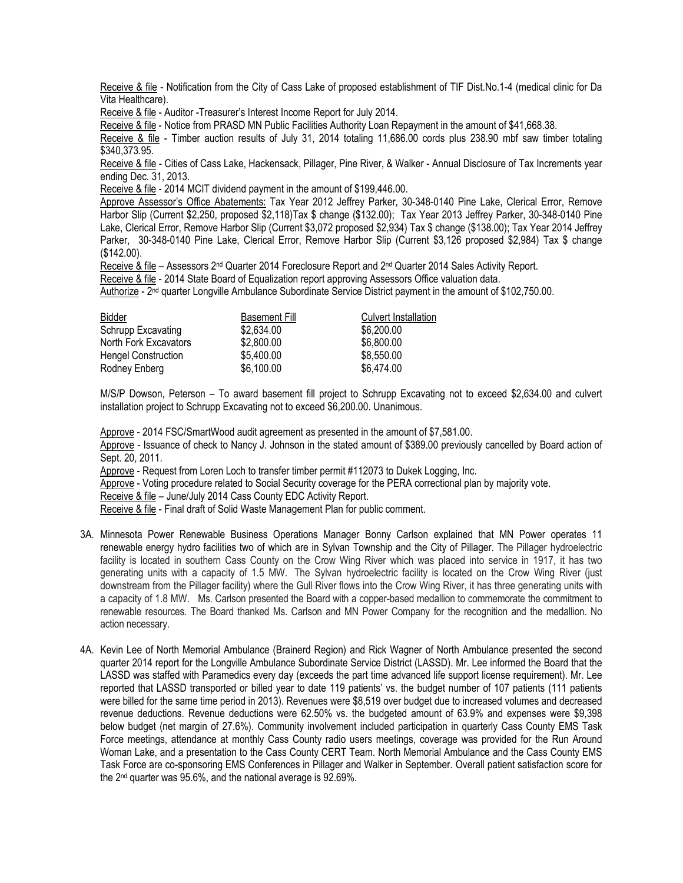Receive & file - Notification from the City of Cass Lake of proposed establishment of TIF Dist.No.1-4 (medical clinic for Da Vita Healthcare).

Receive & file - Auditor -Treasurer's Interest Income Report for July 2014.

Receive & file - Notice from PRASD MN Public Facilities Authority Loan Repayment in the amount of $41,668.38.

Receive & file - Timber auction results of July 31, 2014 totaling 11,686.00 cords plus 238.90 mbf saw timber totaling $340,373.95.

Receive & file - Cities of Cass Lake, Hackensack, Pillager, Pine River, & Walker - Annual Disclosure of Tax Increments year ending Dec. 31, 2013.

Receive & file - 2014 MCIT dividend payment in the amount of $199,446.00.

Approve Assessor's Office Abatements: Tax Year 2012 Jeffrey Parker, 30-348-0140 Pine Lake, Clerical Error, Remove Harbor Slip (Current $2,250, proposed $2,118)Tax $ change ($132.00); Tax Year 2013 Jeffrey Parker, 30-348-0140 Pine Lake, Clerical Error, Remove Harbor Slip (Current $3,072 proposed $2,934) Tax $ change ($138.00); Tax Year 2014 Jeffrey Parker, 30-348-0140 Pine Lake, Clerical Error, Remove Harbor Slip (Current $3,126 proposed $2,984) Tax $ change ($142.00).

Receive & file – Assessors 2nd Quarter 2014 Foreclosure Report and 2nd Quarter 2014 Sales Activity Report.

Receive & file - 2014 State Board of Equalization report approving Assessors Office valuation data.

Authorize - 2nd quarter Longville Ambulance Subordinate Service District payment in the amount of $102,750.00.

| Bidder | Basement Fill | Culvert Installation |
|---|---|---|
| Schrupp Excavating | $2,634.00 | $6,200.00 |
| North Fork Excavators | $2,800.00 | $6,800.00 |
| Hengel Construction | $5,400.00 | $8,550.00 |
| Rodney Enberg | $6,100.00 | $6,474.00 |

M/S/P Dowson, Peterson – To award basement fill project to Schrupp Excavating not to exceed $2,634.00 and culvert installation project to Schrupp Excavating not to exceed $6,200.00. Unanimous.

Approve - 2014 FSC/SmartWood audit agreement as presented in the amount of $7,581.00.

Approve - Issuance of check to Nancy J. Johnson in the stated amount of $389.00 previously cancelled by Board action of Sept. 20, 2011.

Approve - Request from Loren Loch to transfer timber permit #112073 to Dukek Logging, Inc.

Approve - Voting procedure related to Social Security coverage for the PERA correctional plan by majority vote.

Receive & file – June/July 2014 Cass County EDC Activity Report.

Receive & file - Final draft of Solid Waste Management Plan for public comment.

3A. Minnesota Power Renewable Business Operations Manager Bonny Carlson explained that MN Power operates 11 renewable energy hydro facilities two of which are in Sylvan Township and the City of Pillager. The Pillager hydroelectric facility is located in southern Cass County on the Crow Wing River which was placed into service in 1917, it has two generating units with a capacity of 1.5 MW. The Sylvan hydroelectric facility is located on the Crow Wing River (just downstream from the Pillager facility) where the Gull River flows into the Crow Wing River, it has three generating units with a capacity of 1.8 MW. Ms. Carlson presented the Board with a copper-based medallion to commemorate the commitment to renewable resources. The Board thanked Ms. Carlson and MN Power Company for the recognition and the medallion. No action necessary.

4A. Kevin Lee of North Memorial Ambulance (Brainerd Region) and Rick Wagner of North Ambulance presented the second quarter 2014 report for the Longville Ambulance Subordinate Service District (LASSD). Mr. Lee informed the Board that the LASSD was staffed with Paramedics every day (exceeds the part time advanced life support license requirement). Mr. Lee reported that LASSD transported or billed year to date 119 patients' vs. the budget number of 107 patients (111 patients were billed for the same time period in 2013). Revenues were $8,519 over budget due to increased volumes and decreased revenue deductions. Revenue deductions were 62.50% vs. the budgeted amount of 63.9% and expenses were $9,398 below budget (net margin of 27.6%). Community involvement included participation in quarterly Cass County EMS Task Force meetings, attendance at monthly Cass County radio users meetings, coverage was provided for the Run Around Woman Lake, and a presentation to the Cass County CERT Team. North Memorial Ambulance and the Cass County EMS Task Force are co-sponsoring EMS Conferences in Pillager and Walker in September. Overall patient satisfaction score for the 2nd quarter was 95.6%, and the national average is 92.69%.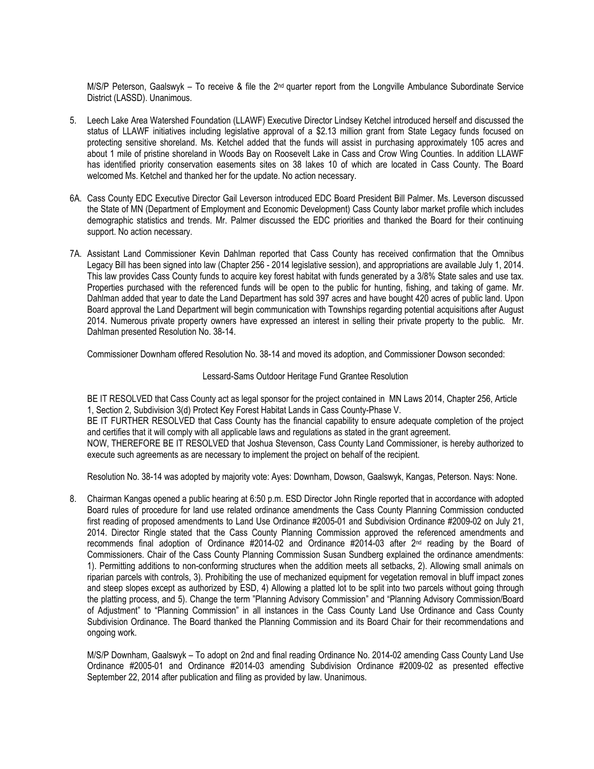M/S/P Peterson, Gaalswyk – To receive & file the 2nd quarter report from the Longville Ambulance Subordinate Service District (LASSD). Unanimous.

5. Leech Lake Area Watershed Foundation (LLAWF) Executive Director Lindsey Ketchel introduced herself and discussed the status of LLAWF initiatives including legislative approval of a $2.13 million grant from State Legacy funds focused on protecting sensitive shoreland. Ms. Ketchel added that the funds will assist in purchasing approximately 105 acres and about 1 mile of pristine shoreland in Woods Bay on Roosevelt Lake in Cass and Crow Wing Counties. In addition LLAWF has identified priority conservation easements sites on 38 lakes 10 of which are located in Cass County. The Board welcomed Ms. Ketchel and thanked her for the update. No action necessary.

6A. Cass County EDC Executive Director Gail Leverson introduced EDC Board President Bill Palmer. Ms. Leverson discussed the State of MN (Department of Employment and Economic Development) Cass County labor market profile which includes demographic statistics and trends. Mr. Palmer discussed the EDC priorities and thanked the Board for their continuing support. No action necessary.

7A. Assistant Land Commissioner Kevin Dahlman reported that Cass County has received confirmation that the Omnibus Legacy Bill has been signed into law (Chapter 256 - 2014 legislative session), and appropriations are available July 1, 2014. This law provides Cass County funds to acquire key forest habitat with funds generated by a 3/8% State sales and use tax. Properties purchased with the referenced funds will be open to the public for hunting, fishing, and taking of game. Mr. Dahlman added that year to date the Land Department has sold 397 acres and have bought 420 acres of public land. Upon Board approval the Land Department will begin communication with Townships regarding potential acquisitions after August 2014. Numerous private property owners have expressed an interest in selling their private property to the public. Mr. Dahlman presented Resolution No. 38-14.

Commissioner Downham offered Resolution No. 38-14 and moved its adoption, and Commissioner Dowson seconded:

Lessard-Sams Outdoor Heritage Fund Grantee Resolution

BE IT RESOLVED that Cass County act as legal sponsor for the project contained in MN Laws 2014, Chapter 256, Article 1, Section 2, Subdivision 3(d) Protect Key Forest Habitat Lands in Cass County-Phase V.
BE IT FURTHER RESOLVED that Cass County has the financial capability to ensure adequate completion of the project and certifies that it will comply with all applicable laws and regulations as stated in the grant agreement.
NOW, THEREFORE BE IT RESOLVED that Joshua Stevenson, Cass County Land Commissioner, is hereby authorized to execute such agreements as are necessary to implement the project on behalf of the recipient.

Resolution No. 38-14 was adopted by majority vote: Ayes: Downham, Dowson, Gaalswyk, Kangas, Peterson. Nays: None.

8. Chairman Kangas opened a public hearing at 6:50 p.m. ESD Director John Ringle reported that in accordance with adopted Board rules of procedure for land use related ordinance amendments the Cass County Planning Commission conducted first reading of proposed amendments to Land Use Ordinance #2005-01 and Subdivision Ordinance #2009-02 on July 21, 2014. Director Ringle stated that the Cass County Planning Commission approved the referenced amendments and recommends final adoption of Ordinance #2014-02 and Ordinance #2014-03 after 2nd reading by the Board of Commissioners. Chair of the Cass County Planning Commission Susan Sundberg explained the ordinance amendments: 1). Permitting additions to non-conforming structures when the addition meets all setbacks, 2). Allowing small animals on riparian parcels with controls, 3). Prohibiting the use of mechanized equipment for vegetation removal in bluff impact zones and steep slopes except as authorized by ESD, 4) Allowing a platted lot to be split into two parcels without going through the platting process, and 5). Change the term "Planning Advisory Commission" and "Planning Advisory Commission/Board of Adjustment" to "Planning Commission" in all instances in the Cass County Land Use Ordinance and Cass County Subdivision Ordinance. The Board thanked the Planning Commission and its Board Chair for their recommendations and ongoing work.

M/S/P Downham, Gaalswyk – To adopt on 2nd and final reading Ordinance No. 2014-02 amending Cass County Land Use Ordinance #2005-01 and Ordinance #2014-03 amending Subdivision Ordinance #2009-02 as presented effective September 22, 2014 after publication and filing as provided by law. Unanimous.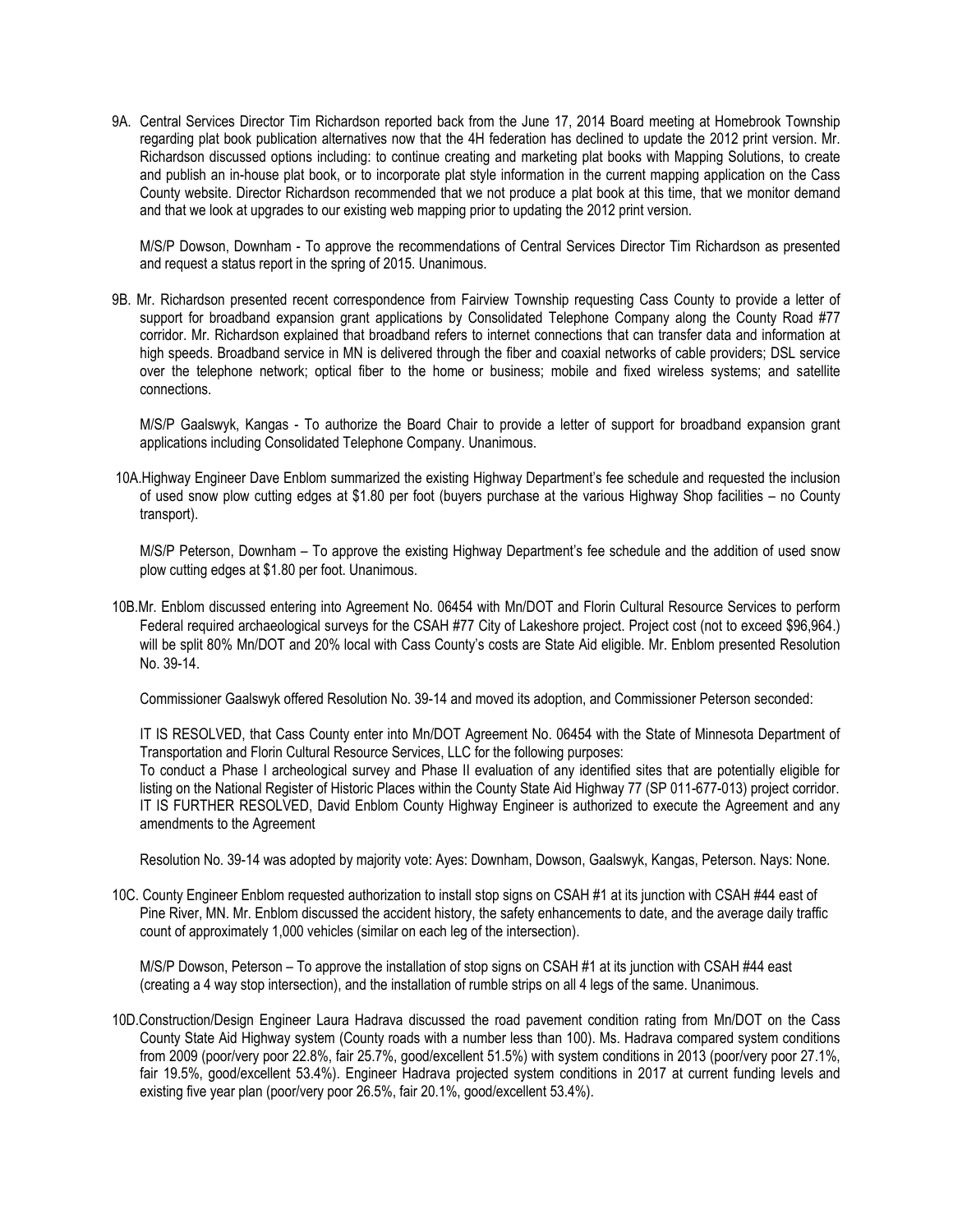9A. Central Services Director Tim Richardson reported back from the June 17, 2014 Board meeting at Homebrook Township regarding plat book publication alternatives now that the 4H federation has declined to update the 2012 print version. Mr. Richardson discussed options including: to continue creating and marketing plat books with Mapping Solutions, to create and publish an in-house plat book, or to incorporate plat style information in the current mapping application on the Cass County website. Director Richardson recommended that we not produce a plat book at this time, that we monitor demand and that we look at upgrades to our existing web mapping prior to updating the 2012 print version.

M/S/P Dowson, Downham - To approve the recommendations of Central Services Director Tim Richardson as presented and request a status report in the spring of 2015. Unanimous.

9B. Mr. Richardson presented recent correspondence from Fairview Township requesting Cass County to provide a letter of support for broadband expansion grant applications by Consolidated Telephone Company along the County Road #77 corridor. Mr. Richardson explained that broadband refers to internet connections that can transfer data and information at high speeds. Broadband service in MN is delivered through the fiber and coaxial networks of cable providers; DSL service over the telephone network; optical fiber to the home or business; mobile and fixed wireless systems; and satellite connections.

M/S/P Gaalswyk, Kangas - To authorize the Board Chair to provide a letter of support for broadband expansion grant applications including Consolidated Telephone Company. Unanimous.

10A. Highway Engineer Dave Enblom summarized the existing Highway Department's fee schedule and requested the inclusion of used snow plow cutting edges at $1.80 per foot (buyers purchase at the various Highway Shop facilities – no County transport).

M/S/P Peterson, Downham – To approve the existing Highway Department's fee schedule and the addition of used snow plow cutting edges at $1.80 per foot. Unanimous.

10B. Mr. Enblom discussed entering into Agreement No. 06454 with Mn/DOT and Florin Cultural Resource Services to perform Federal required archaeological surveys for the CSAH #77 City of Lakeshore project. Project cost (not to exceed $96,964.) will be split 80% Mn/DOT and 20% local with Cass County's costs are State Aid eligible. Mr. Enblom presented Resolution No. 39-14.

Commissioner Gaalswyk offered Resolution No. 39-14 and moved its adoption, and Commissioner Peterson seconded:

IT IS RESOLVED, that Cass County enter into Mn/DOT Agreement No. 06454 with the State of Minnesota Department of Transportation and Florin Cultural Resource Services, LLC for the following purposes:
To conduct a Phase I archeological survey and Phase II evaluation of any identified sites that are potentially eligible for listing on the National Register of Historic Places within the County State Aid Highway 77 (SP 011-677-013) project corridor.
IT IS FURTHER RESOLVED, David Enblom County Highway Engineer is authorized to execute the Agreement and any amendments to the Agreement

Resolution No. 39-14 was adopted by majority vote: Ayes: Downham, Dowson, Gaalswyk, Kangas, Peterson. Nays: None.

10C. County Engineer Enblom requested authorization to install stop signs on CSAH #1 at its junction with CSAH #44 east of Pine River, MN. Mr. Enblom discussed the accident history, the safety enhancements to date, and the average daily traffic count of approximately 1,000 vehicles (similar on each leg of the intersection).

M/S/P Dowson, Peterson – To approve the installation of stop signs on CSAH #1 at its junction with CSAH #44 east (creating a 4 way stop intersection), and the installation of rumble strips on all 4 legs of the same. Unanimous.

10D. Construction/Design Engineer Laura Hadrava discussed the road pavement condition rating from Mn/DOT on the Cass County State Aid Highway system (County roads with a number less than 100). Ms. Hadrava compared system conditions from 2009 (poor/very poor 22.8%, fair 25.7%, good/excellent 51.5%) with system conditions in 2013 (poor/very poor 27.1%, fair 19.5%, good/excellent 53.4%). Engineer Hadrava projected system conditions in 2017 at current funding levels and existing five year plan (poor/very poor 26.5%, fair 20.1%, good/excellent 53.4%).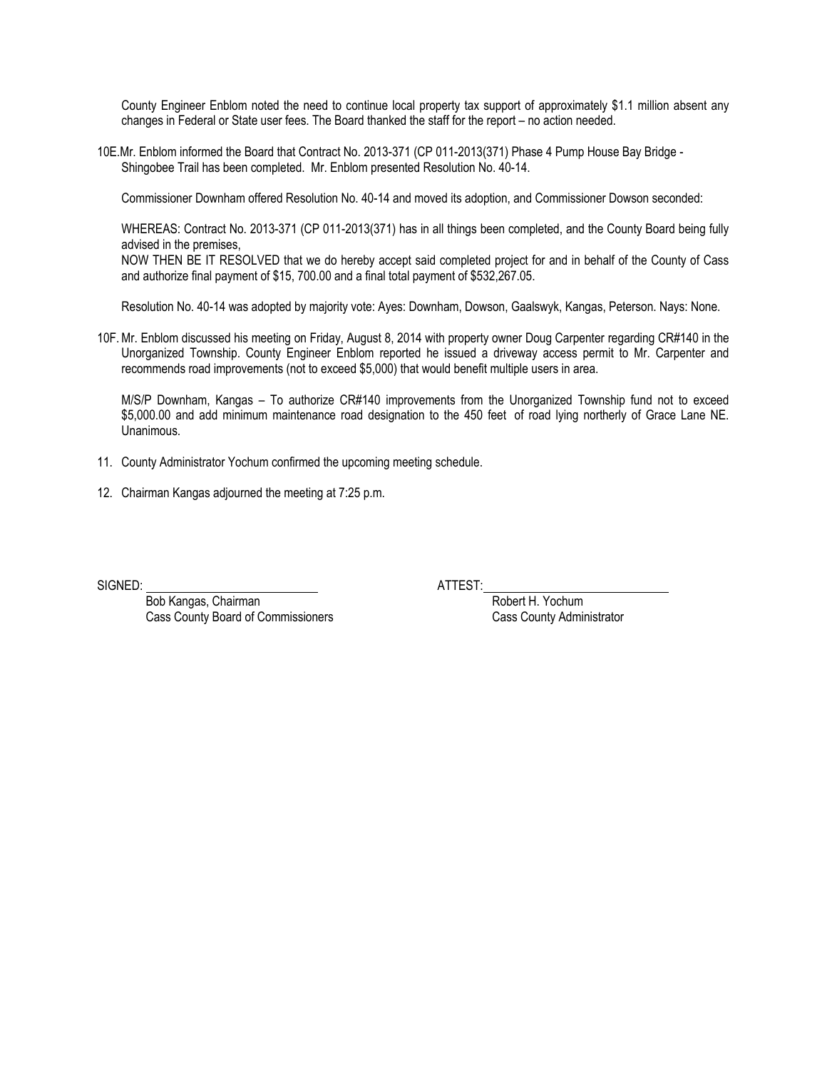County Engineer Enblom noted the need to continue local property tax support of approximately $1.1 million absent any changes in Federal or State user fees. The Board thanked the staff for the report – no action needed.

10E. Mr. Enblom informed the Board that Contract No. 2013-371 (CP 011-2013(371) Phase 4 Pump House Bay Bridge - Shingobee Trail has been completed. Mr. Enblom presented Resolution No. 40-14.

Commissioner Downham offered Resolution No. 40-14 and moved its adoption, and Commissioner Dowson seconded:

WHEREAS: Contract No. 2013-371 (CP 011-2013(371) has in all things been completed, and the County Board being fully advised in the premises,
NOW THEN BE IT RESOLVED that we do hereby accept said completed project for and in behalf of the County of Cass and authorize final payment of $15, 700.00 and a final total payment of $532,267.05.

Resolution No. 40-14 was adopted by majority vote: Ayes: Downham, Dowson, Gaalswyk, Kangas, Peterson. Nays: None.

10F. Mr. Enblom discussed his meeting on Friday, August 8, 2014 with property owner Doug Carpenter regarding CR#140 in the Unorganized Township. County Engineer Enblom reported he issued a driveway access permit to Mr. Carpenter and recommends road improvements (not to exceed $5,000) that would benefit multiple users in area.

M/S/P Downham, Kangas – To authorize CR#140 improvements from the Unorganized Township fund not to exceed $5,000.00 and add minimum maintenance road designation to the 450 feet of road lying northerly of Grace Lane NE. Unanimous.

11. County Administrator Yochum confirmed the upcoming meeting schedule.

12. Chairman Kangas adjourned the meeting at 7:25 p.m.

SIGNED: ____________________________
Bob Kangas, Chairman
Cass County Board of Commissioners

ATTEST: ____________________________
Robert H. Yochum
Cass County Administrator